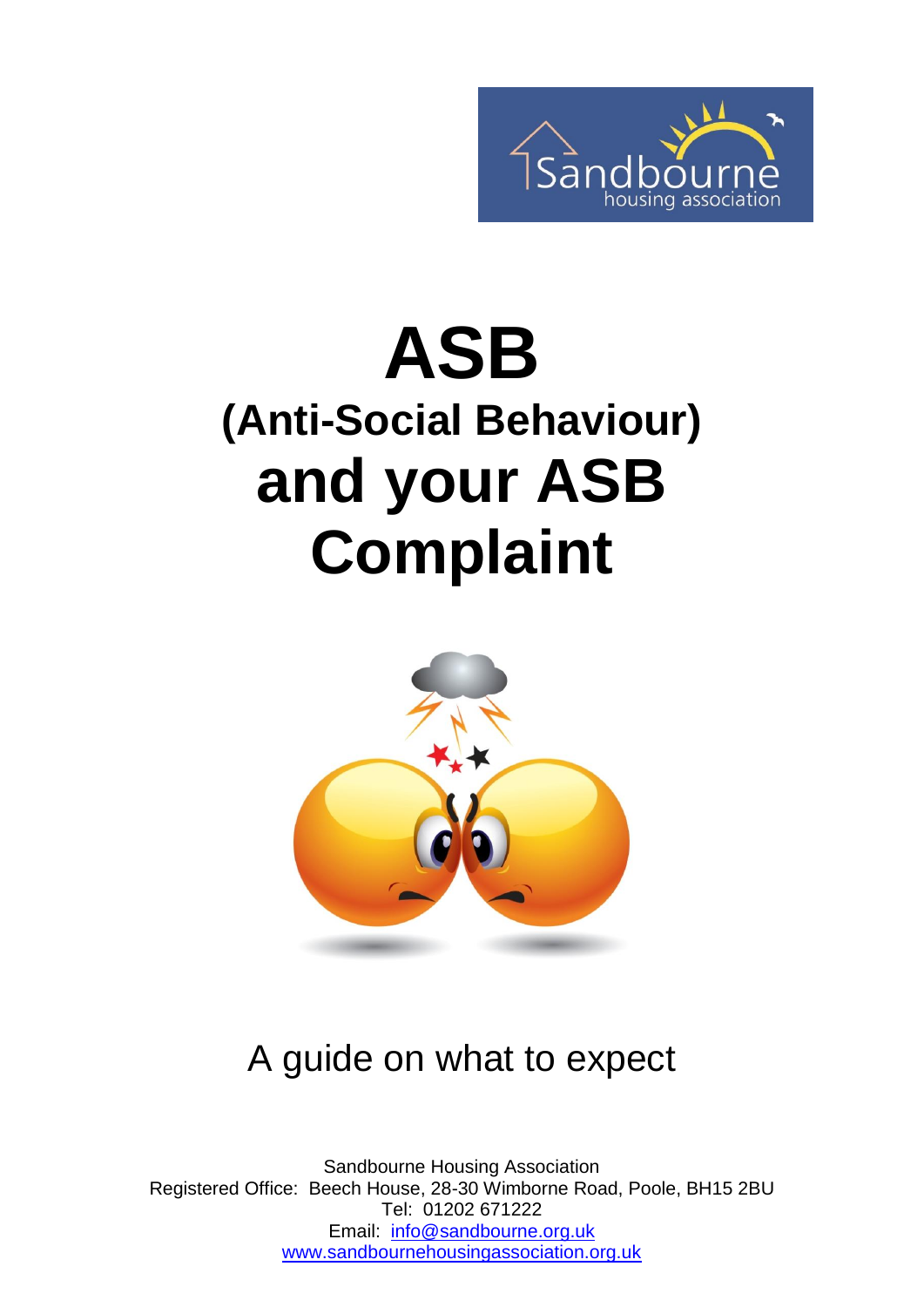# ASB

## (Anti-Social Behaviour)

# and your ASB Complaint

A guide on what to expect

Sandbourne Housing Association
Registered Office: Beech House, 28-30 Wimborne Road, Poole, BH15 2BU
Tel: 01202 671222
Email: info@sandbourne.org.uk
www.sandbournehousingassociation.org.uk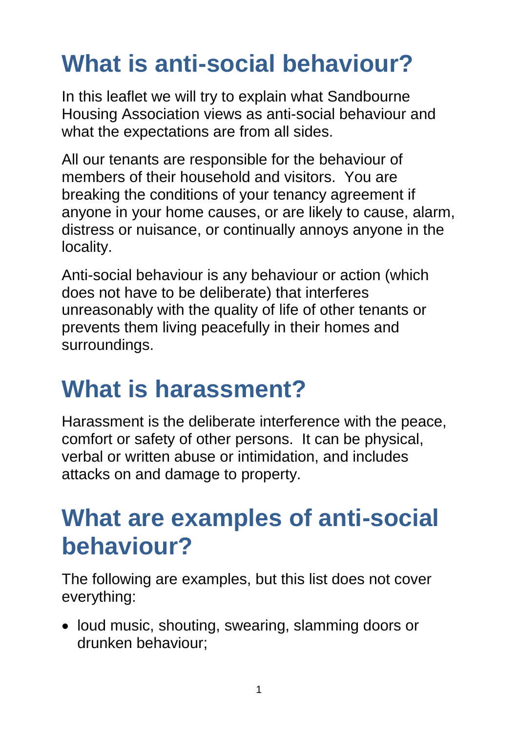# What is anti-social behaviour?

In this leaflet we will try to explain what Sandbourne Housing Association views as anti-social behaviour and what the expectations are from all sides.

All our tenants are responsible for the behaviour of members of their household and visitors. You are breaking the conditions of your tenancy agreement if anyone in your home causes, or are likely to cause, alarm, distress or nuisance, or continually annoys anyone in the locality.

Anti-social behaviour is any behaviour or action (which does not have to be deliberate) that interferes unreasonably with the quality of life of other tenants or prevents them living peacefully in their homes and surroundings.

# What is harassment?

Harassment is the deliberate interference with the peace, comfort or safety of other persons. It can be physical, verbal or written abuse or intimidation, and includes attacks on and damage to property.

# What are examples of anti-social behaviour?

The following are examples, but this list does not cover everything:

- loud music, shouting, swearing, slamming doors or drunken behaviour;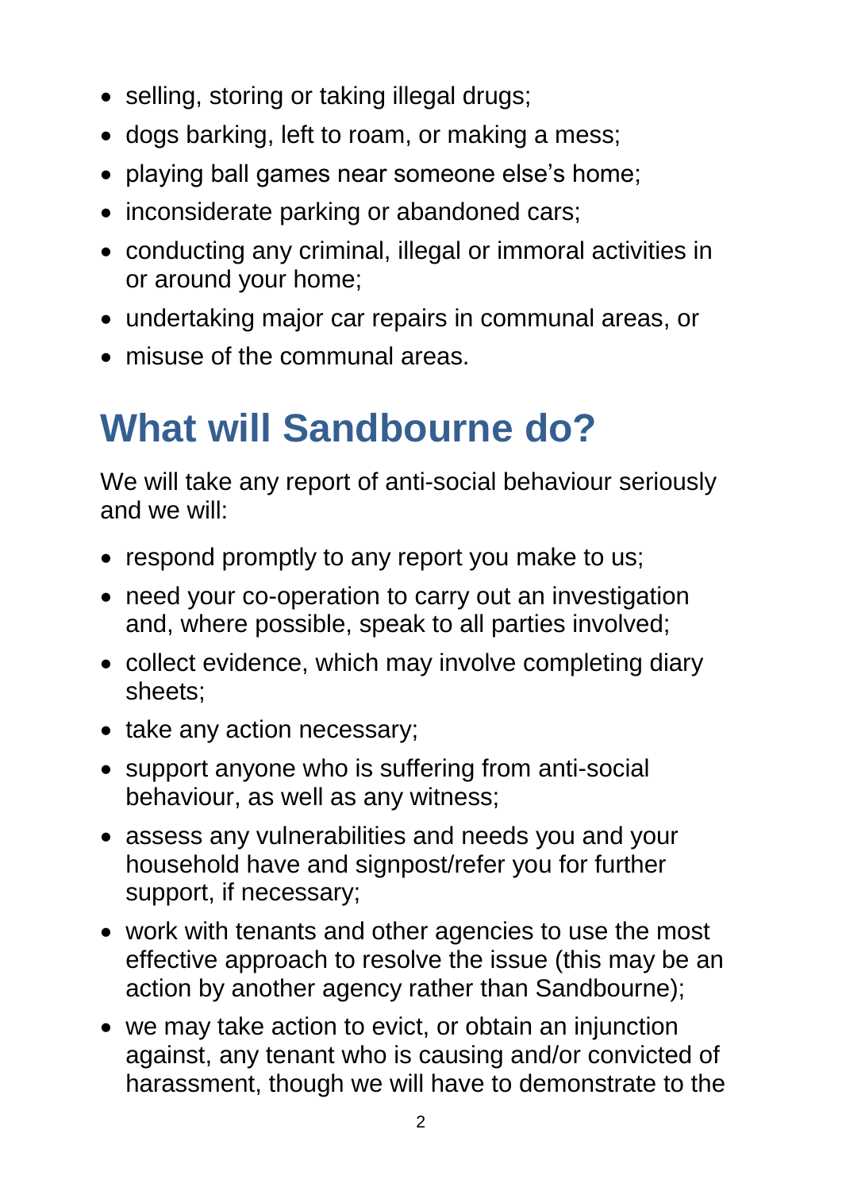- selling, storing or taking illegal drugs;
- dogs barking, left to roam, or making a mess;
- playing ball games near someone else's home;
- inconsiderate parking or abandoned cars;
- conducting any criminal, illegal or immoral activities in or around your home;
- undertaking major car repairs in communal areas, or
- misuse of the communal areas.

# What will Sandbourne do?

We will take any report of anti-social behaviour seriously and we will:

- respond promptly to any report you make to us;
- need your co-operation to carry out an investigation and, where possible, speak to all parties involved;
- collect evidence, which may involve completing diary sheets;
- take any action necessary;
- support anyone who is suffering from anti-social behaviour, as well as any witness;
- assess any vulnerabilities and needs you and your household have and signpost/refer you for further support, if necessary;
- work with tenants and other agencies to use the most effective approach to resolve the issue (this may be an action by another agency rather than Sandbourne);
- we may take action to evict, or obtain an injunction against, any tenant who is causing and/or convicted of harassment, though we will have to demonstrate to the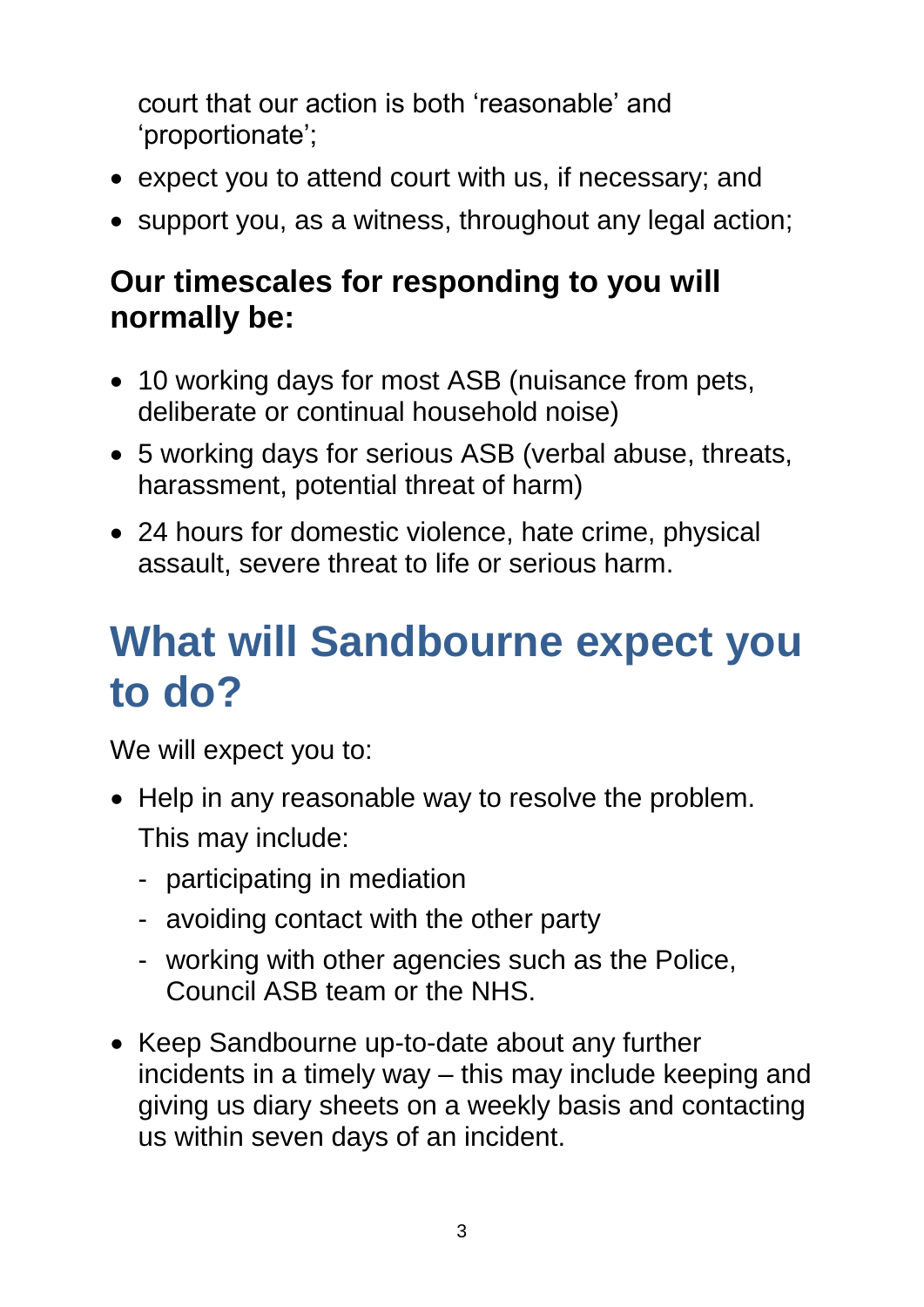court that our action is both 'reasonable' and 'proportionate';

- expect you to attend court with us, if necessary; and
- support you, as a witness, throughout any legal action;

### Our timescales for responding to you will normally be:

- 10 working days for most ASB (nuisance from pets, deliberate or continual household noise)
- 5 working days for serious ASB (verbal abuse, threats, harassment, potential threat of harm)
- 24 hours for domestic violence, hate crime, physical assault, severe threat to life or serious harm.

## What will Sandbourne expect you to do?

We will expect you to:

- Help in any reasonable way to resolve the problem. This may include:
  - participating in mediation
  - avoiding contact with the other party
  - working with other agencies such as the Police, Council ASB team or the NHS.
- Keep Sandbourne up-to-date about any further incidents in a timely way – this may include keeping and giving us diary sheets on a weekly basis and contacting us within seven days of an incident.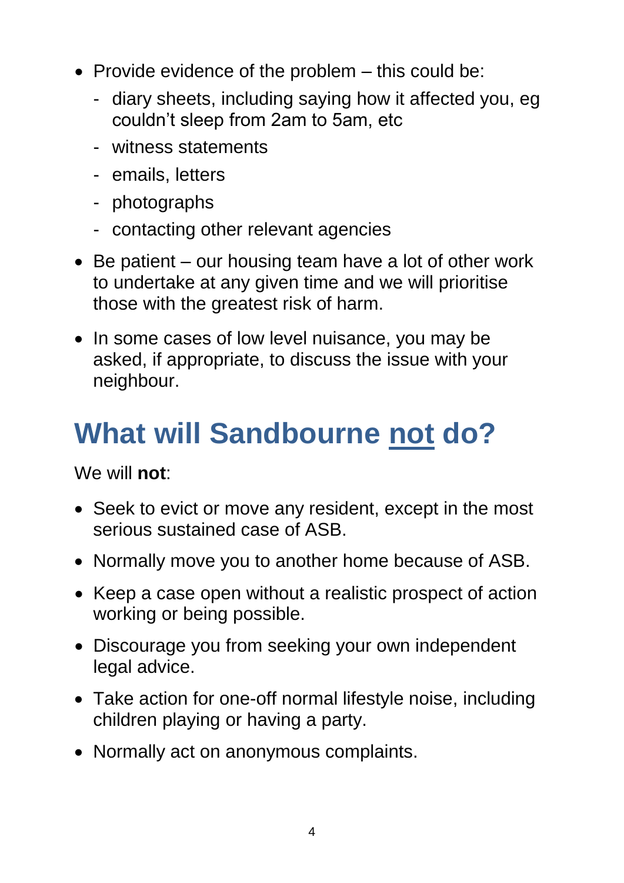- Provide evidence of the problem – this could be:
  - diary sheets, including saying how it affected you, eg couldn't sleep from 2am to 5am, etc
  - witness statements
  - emails, letters
  - photographs
  - contacting other relevant agencies
- Be patient – our housing team have a lot of other work to undertake at any given time and we will prioritise those with the greatest risk of harm.
- In some cases of low level nuisance, you may be asked, if appropriate, to discuss the issue with your neighbour.

# What will Sandbourne <u>not</u> do?

We will **not**:

- Seek to evict or move any resident, except in the most serious sustained case of ASB.
- Normally move you to another home because of ASB.
- Keep a case open without a realistic prospect of action working or being possible.
- Discourage you from seeking your own independent legal advice.
- Take action for one-off normal lifestyle noise, including children playing or having a party.
- Normally act on anonymous complaints.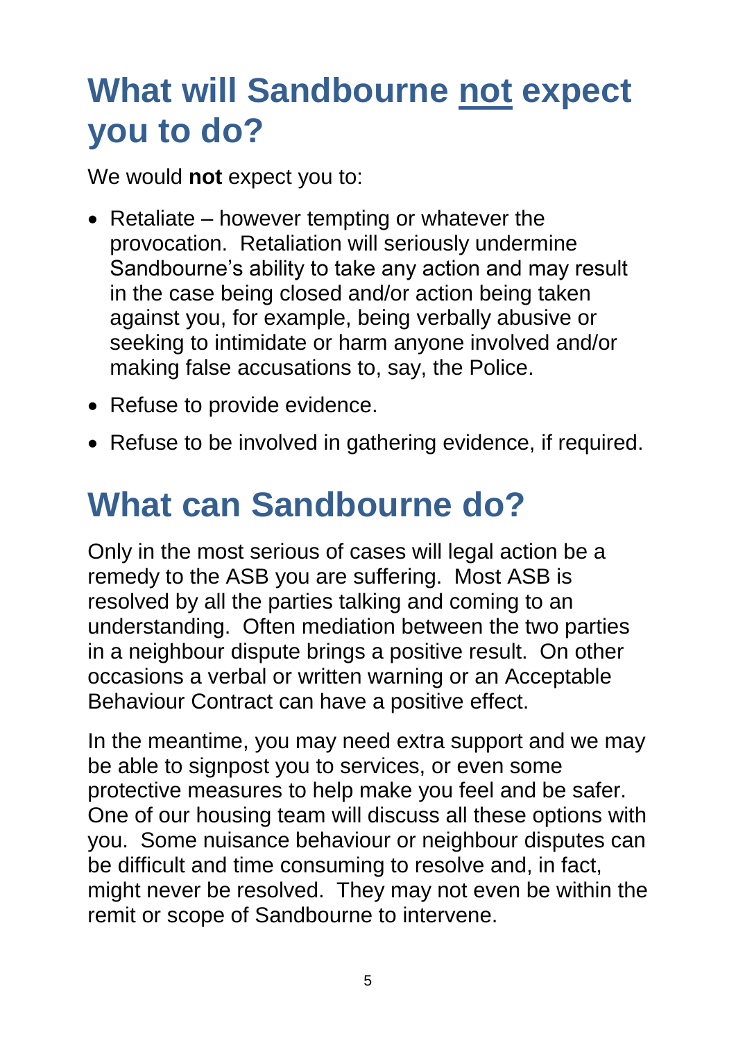# What will Sandbourne <u>not</u> expect you to do?

We would **not** expect you to:

- Retaliate – however tempting or whatever the provocation. Retaliation will seriously undermine Sandbourne's ability to take any action and may result in the case being closed and/or action being taken against you, for example, being verbally abusive or seeking to intimidate or harm anyone involved and/or making false accusations to, say, the Police.
- Refuse to provide evidence.
- Refuse to be involved in gathering evidence, if required.

# What can Sandbourne do?

Only in the most serious of cases will legal action be a remedy to the ASB you are suffering. Most ASB is resolved by all the parties talking and coming to an understanding. Often mediation between the two parties in a neighbour dispute brings a positive result. On other occasions a verbal or written warning or an Acceptable Behaviour Contract can have a positive effect.

In the meantime, you may need extra support and we may be able to signpost you to services, or even some protective measures to help make you feel and be safer. One of our housing team will discuss all these options with you. Some nuisance behaviour or neighbour disputes can be difficult and time consuming to resolve and, in fact, might never be resolved. They may not even be within the remit or scope of Sandbourne to intervene.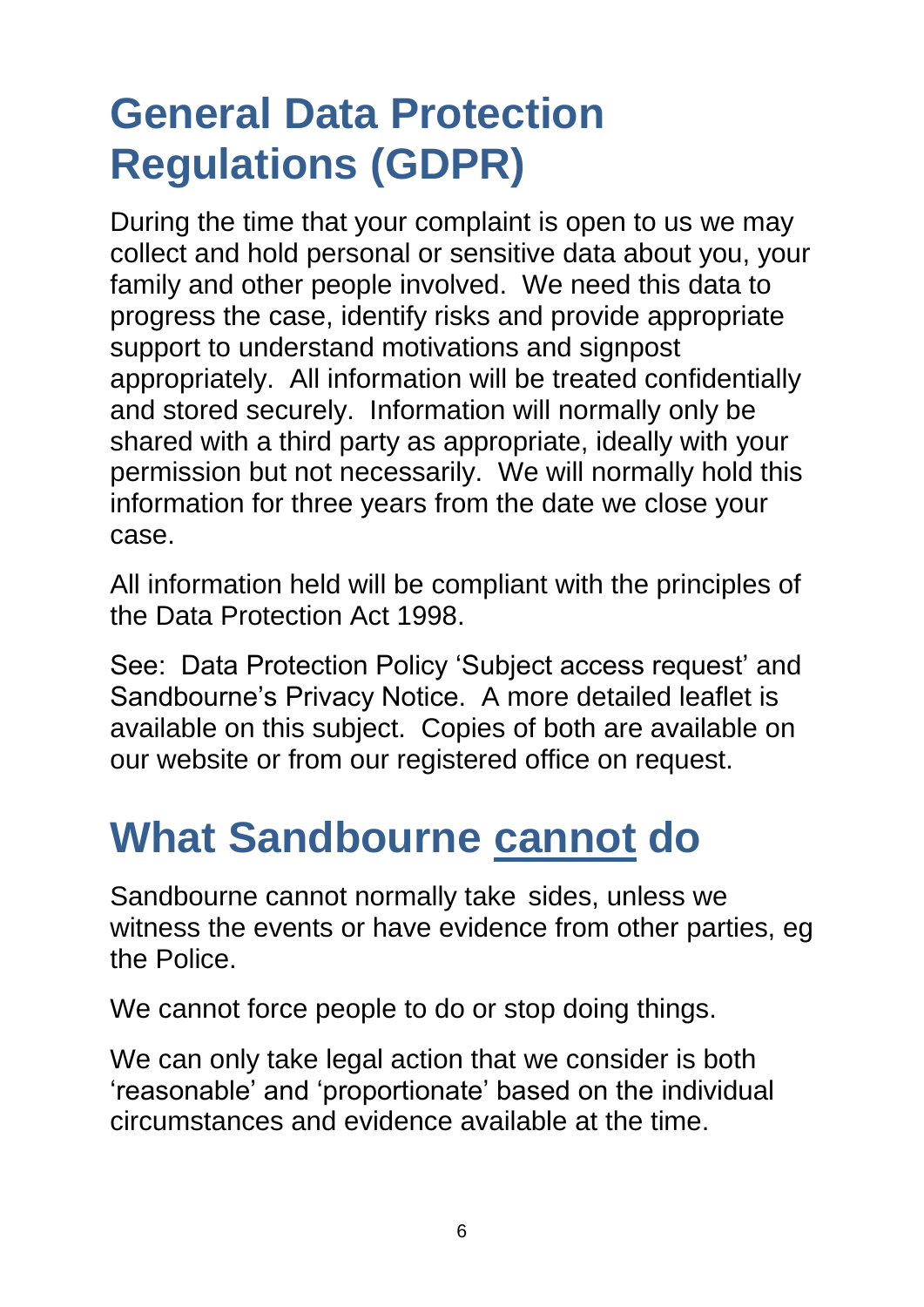# General Data Protection Regulations (GDPR)

During the time that your complaint is open to us we may collect and hold personal or sensitive data about you, your family and other people involved. We need this data to progress the case, identify risks and provide appropriate support to understand motivations and signpost appropriately. All information will be treated confidentially and stored securely. Information will normally only be shared with a third party as appropriate, ideally with your permission but not necessarily. We will normally hold this information for three years from the date we close your case.

All information held will be compliant with the principles of the Data Protection Act 1998.

See: Data Protection Policy 'Subject access request' and Sandbourne's Privacy Notice. A more detailed leaflet is available on this subject. Copies of both are available on our website or from our registered office on request.

# What Sandbourne <u>cannot</u> do

Sandbourne cannot normally take sides, unless we witness the events or have evidence from other parties, eg the Police.

We cannot force people to do or stop doing things.

We can only take legal action that we consider is both 'reasonable' and 'proportionate' based on the individual circumstances and evidence available at the time.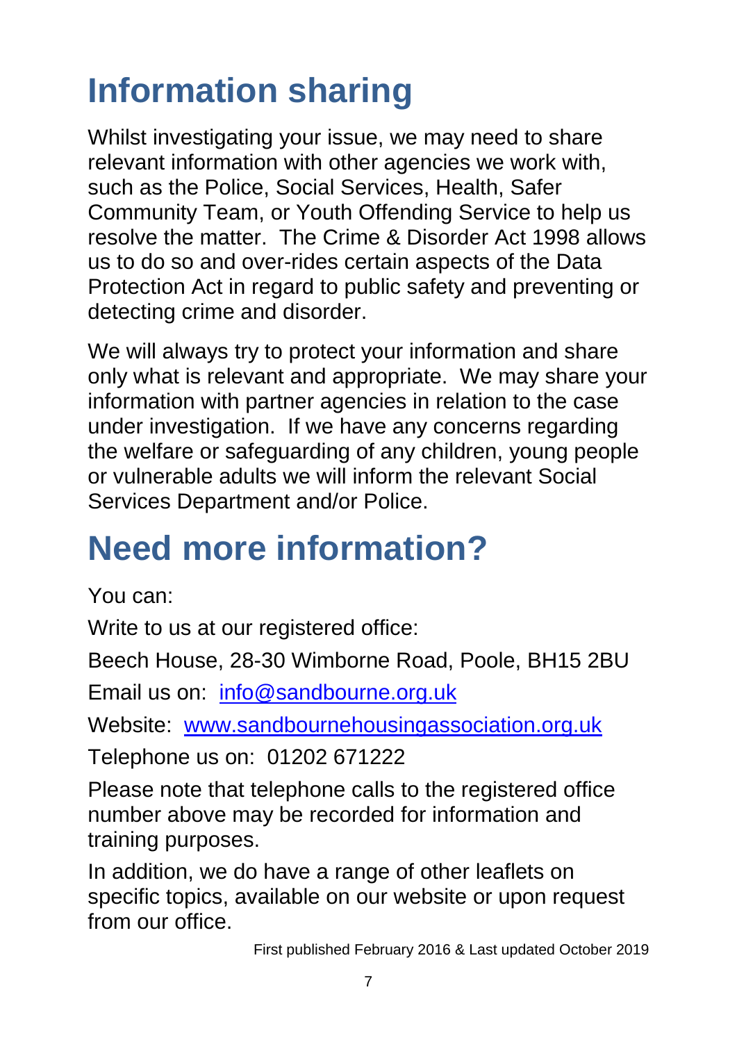# Information sharing

Whilst investigating your issue, we may need to share relevant information with other agencies we work with, such as the Police, Social Services, Health, Safer Community Team, or Youth Offending Service to help us resolve the matter. The Crime & Disorder Act 1998 allows us to do so and over-rides certain aspects of the Data Protection Act in regard to public safety and preventing or detecting crime and disorder.

We will always try to protect your information and share only what is relevant and appropriate. We may share your information with partner agencies in relation to the case under investigation. If we have any concerns regarding the welfare or safeguarding of any children, young people or vulnerable adults we will inform the relevant Social Services Department and/or Police.

# Need more information?

You can:

Write to us at our registered office:

Beech House, 28-30 Wimborne Road, Poole, BH15 2BU

Email us on: [info@sandbourne.org.uk](mailto:info@sandbourne.org.uk)

Website: [www.sandbournehousingassociation.org.uk](http://www.sandbournehousingassociation.org.uk)

Telephone us on: 01202 671222

Please note that telephone calls to the registered office number above may be recorded for information and training purposes.

In addition, we do have a range of other leaflets on specific topics, available on our website or upon request from our office.

First published February 2016 & Last updated October 2019